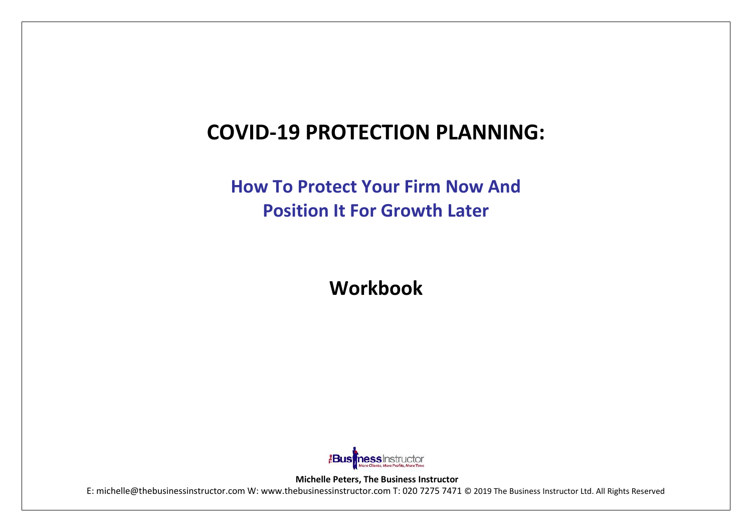# COVID-19 PROTECTION PLANNING:

## How To Protect Your Firm Now And Position It For Growth Later

# Workbook

**Michelle Peters, The Business Instructor**

E: michelle@thebusinessinstructor.com W: www.thebusinessinstructor.com T: 020 7275 7471 © 2019 The Business Instructor Ltd. All Rights Reserved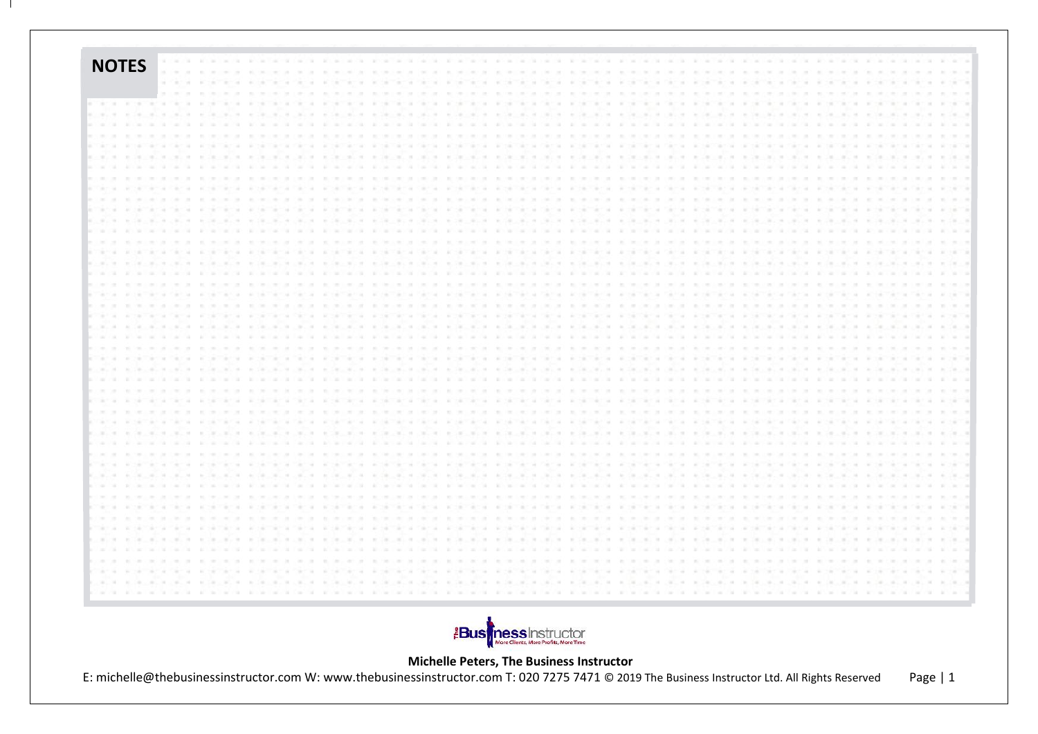## NOTES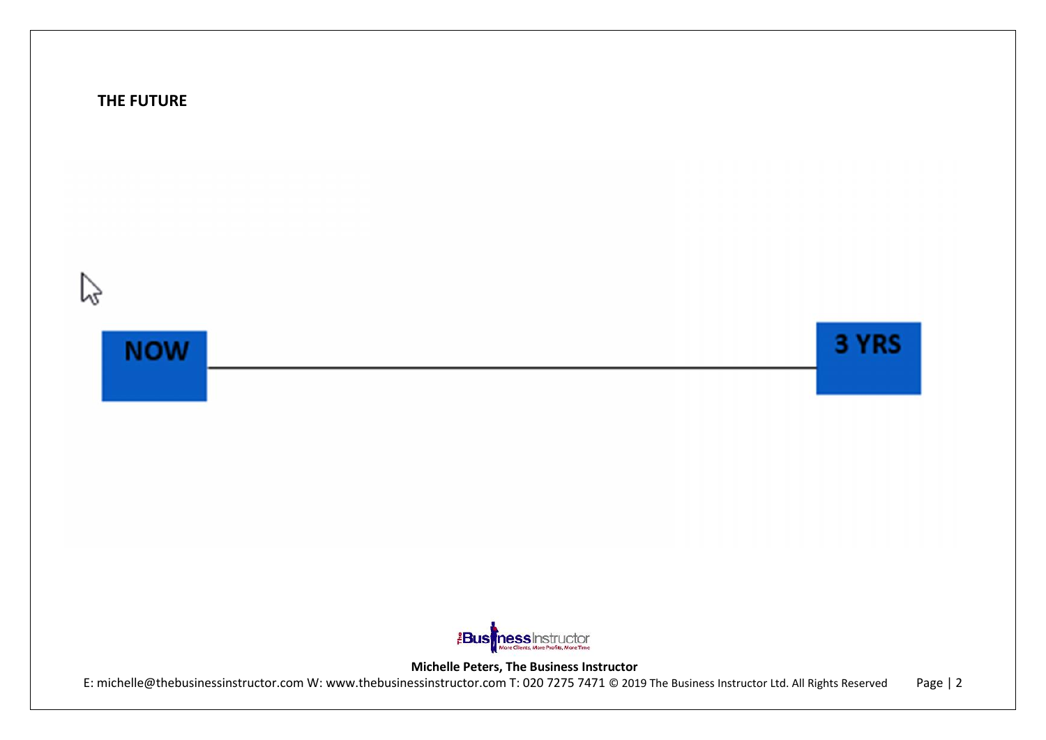**THE FUTURE**

NOW

3 YRS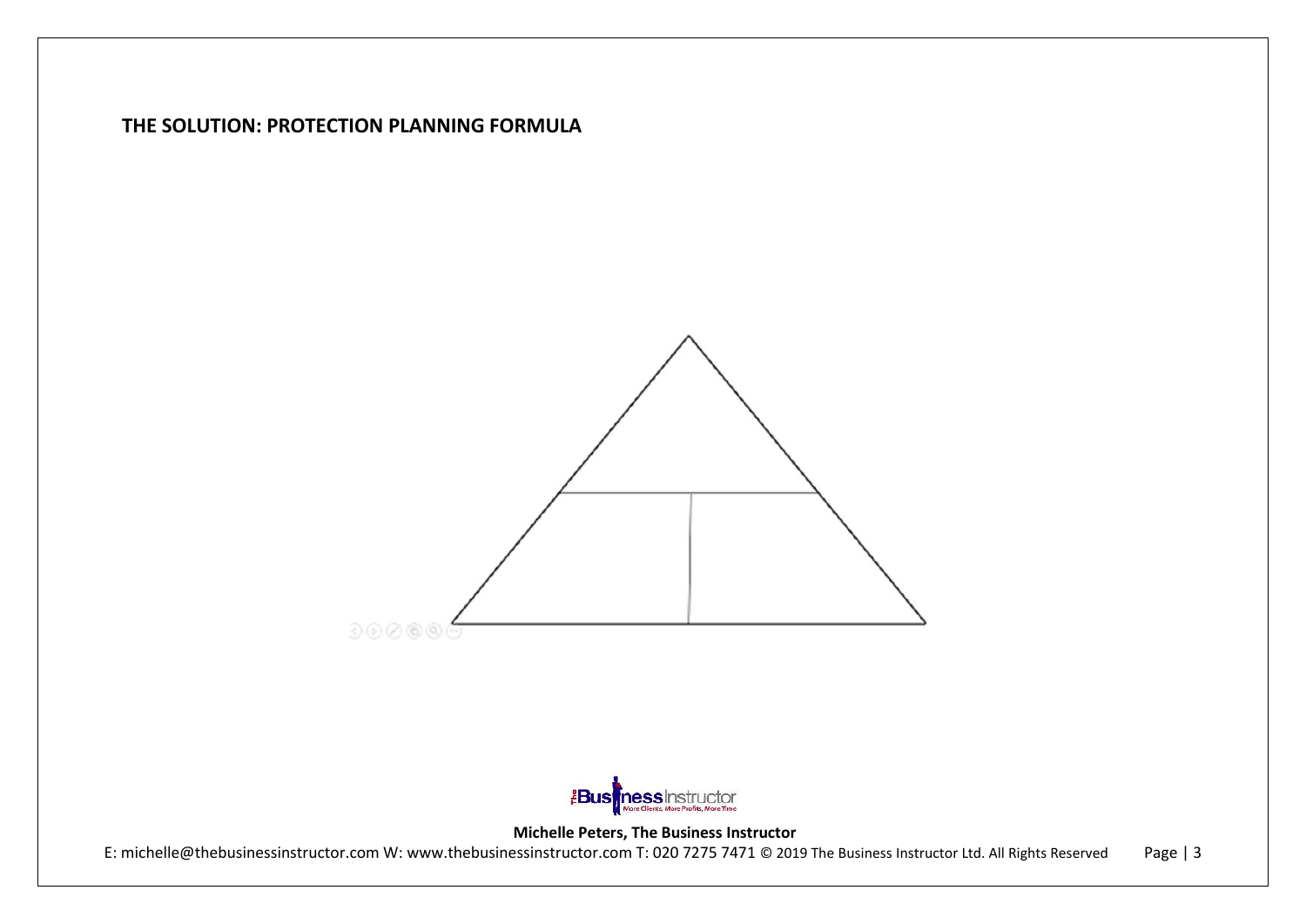## THE SOLUTION: PROTECTION PLANNING FORMULA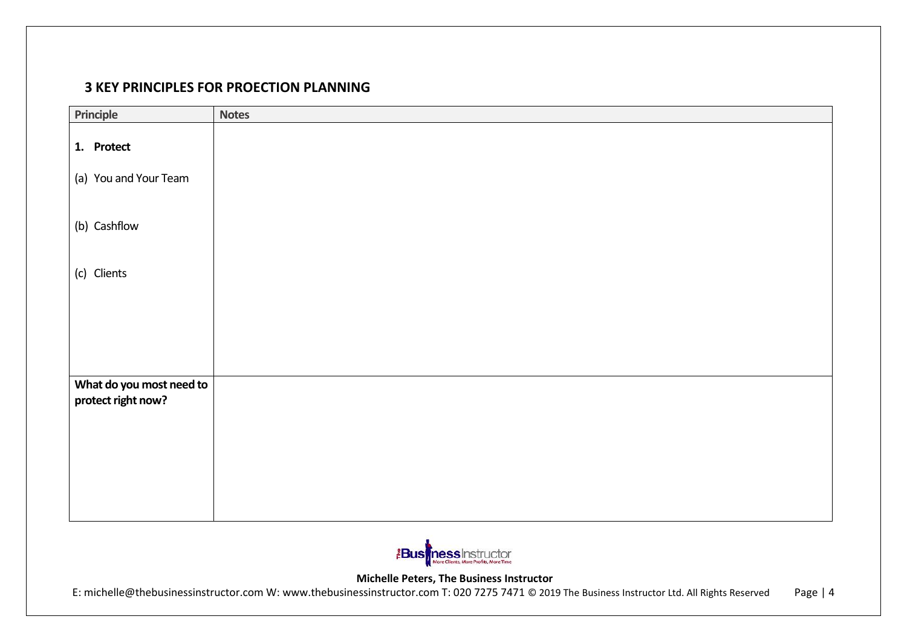### 3 KEY PRINCIPLES FOR PROECTION PLANNING

| Principle | Notes |
|---|---|
| **1. Protect**<br><br>(a) You and Your Team<br><br>(b) Cashflow<br><br>(c) Clients | |
| **What do you most need to protect right now?** | |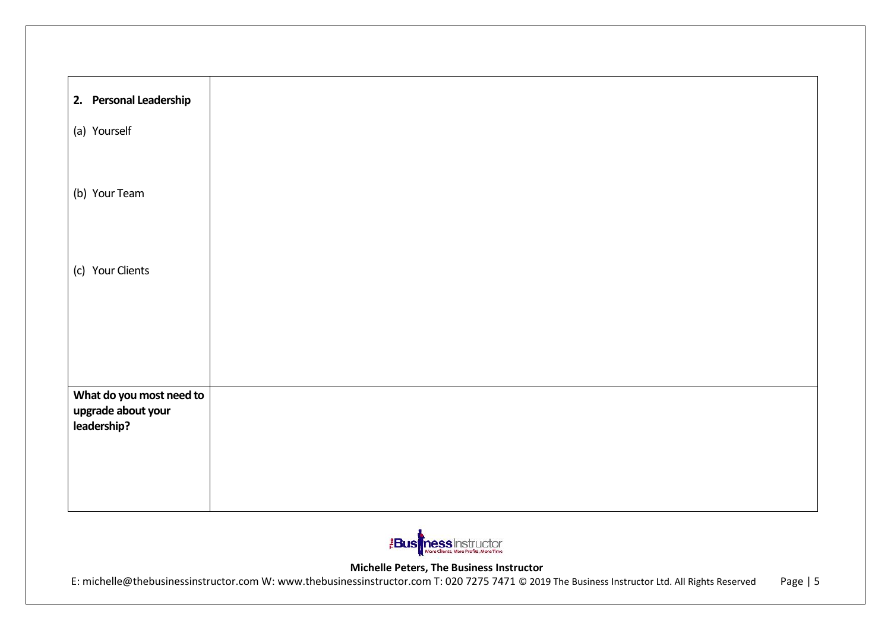| | |
|---|---|
| **2. Personal Leadership**<br><br>(a) Yourself<br><br>(b) Your Team<br><br>(c) Your Clients | |
| **What do you most need to upgrade about your leadership?** | |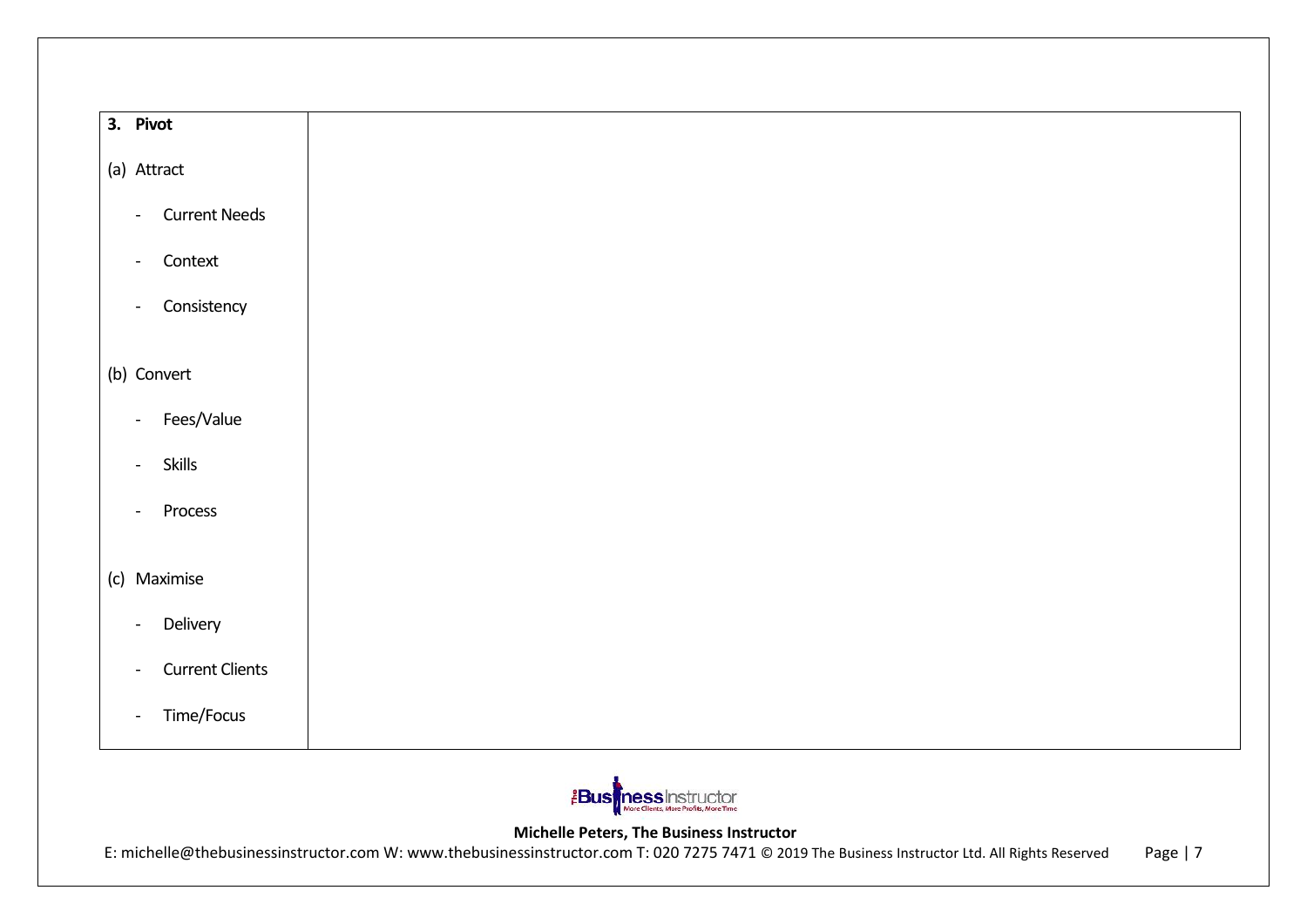| **3. Pivot**<br><br>(a) Attract<br>- Current Needs<br>- Context<br>- Consistency<br><br>(b) Convert<br>- Fees/Value<br>- Skills<br>- Process<br><br>(c) Maximise<br>- Delivery<br>- Current Clients<br>- Time/Focus | |
|---|---|

**Michelle Peters, The Business Instructor**

E: michelle@thebusinessinstructor.com W: www.thebusinessinstructor.com T: 020 7275 7471 © 2019 The Business Instructor Ltd. All Rights Reserved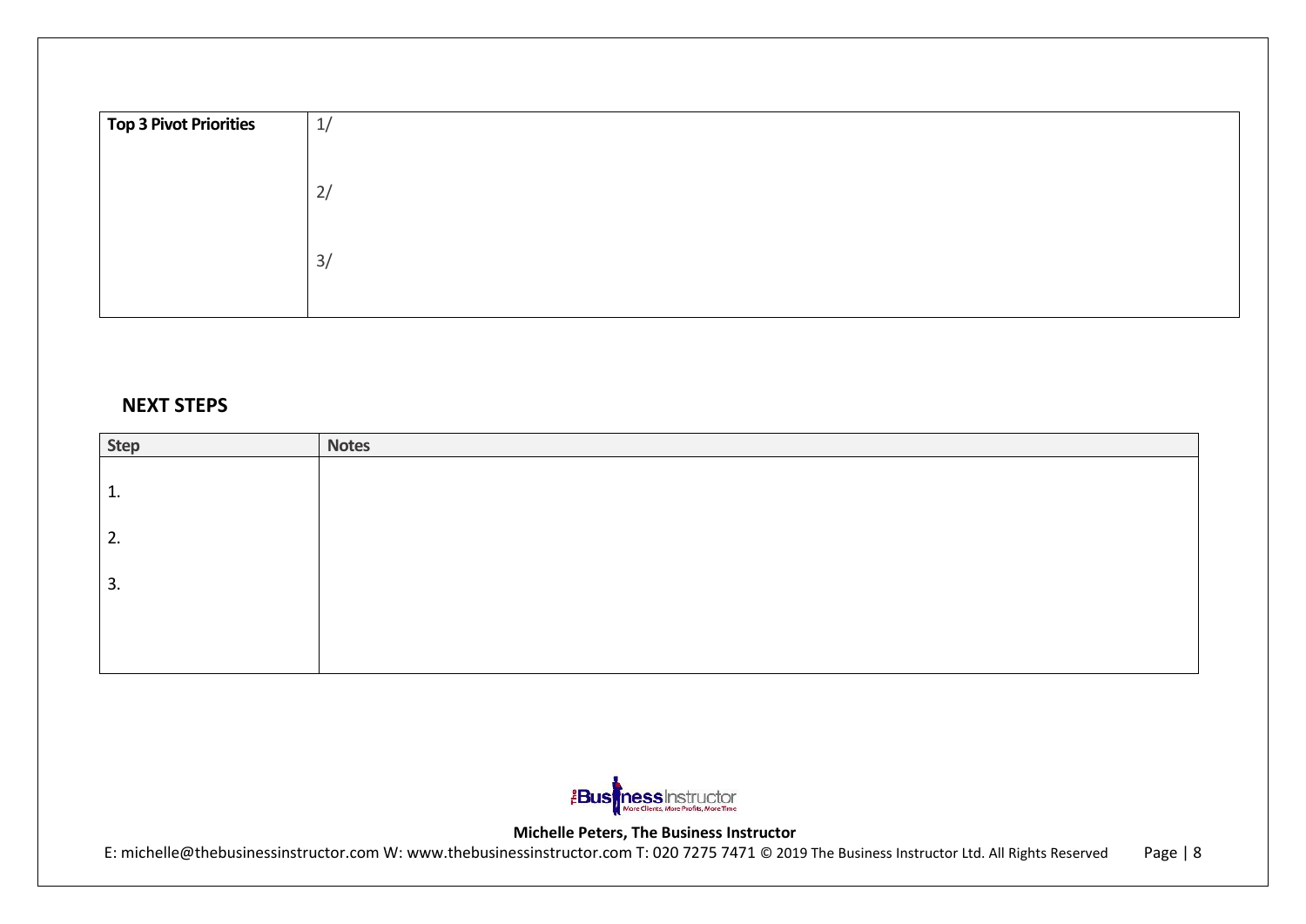| | |
|---|---|
| **Top 3 Pivot Priorities** | 1/<br><br>2/<br><br>3/ |

## NEXT STEPS

| Step | Notes |
|---|---|
| 1. | |
| 2. | |
| 3. | |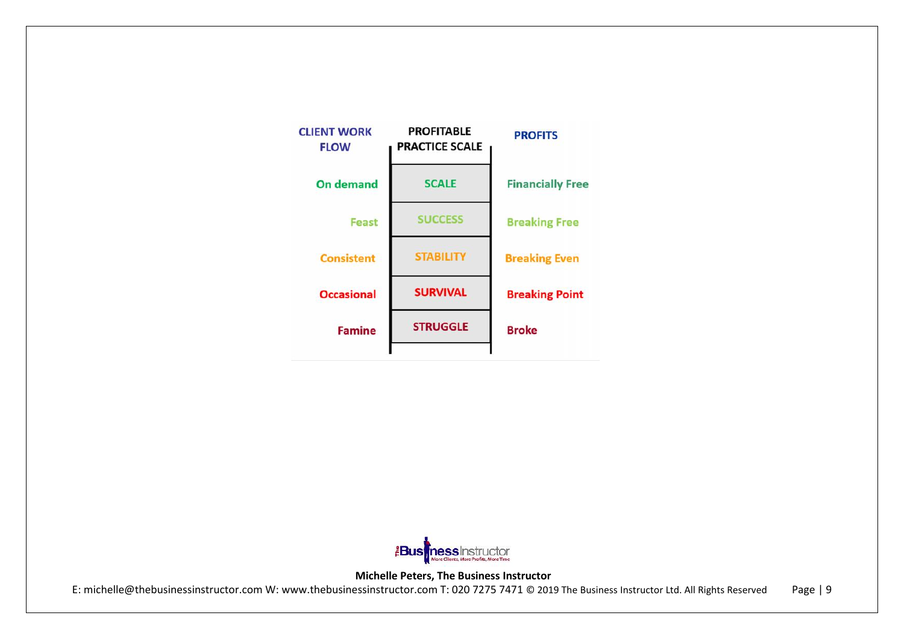| CLIENT WORK FLOW | PROFITABLE PRACTICE SCALE | PROFITS |
| --- | --- | --- |
| On demand | SCALE | Financially Free |
| Feast | SUCCESS | Breaking Free |
| Consistent | STABILITY | Breaking Even |
| Occasional | SURVIVAL | Breaking Point |
| Famine | STRUGGLE | Broke |